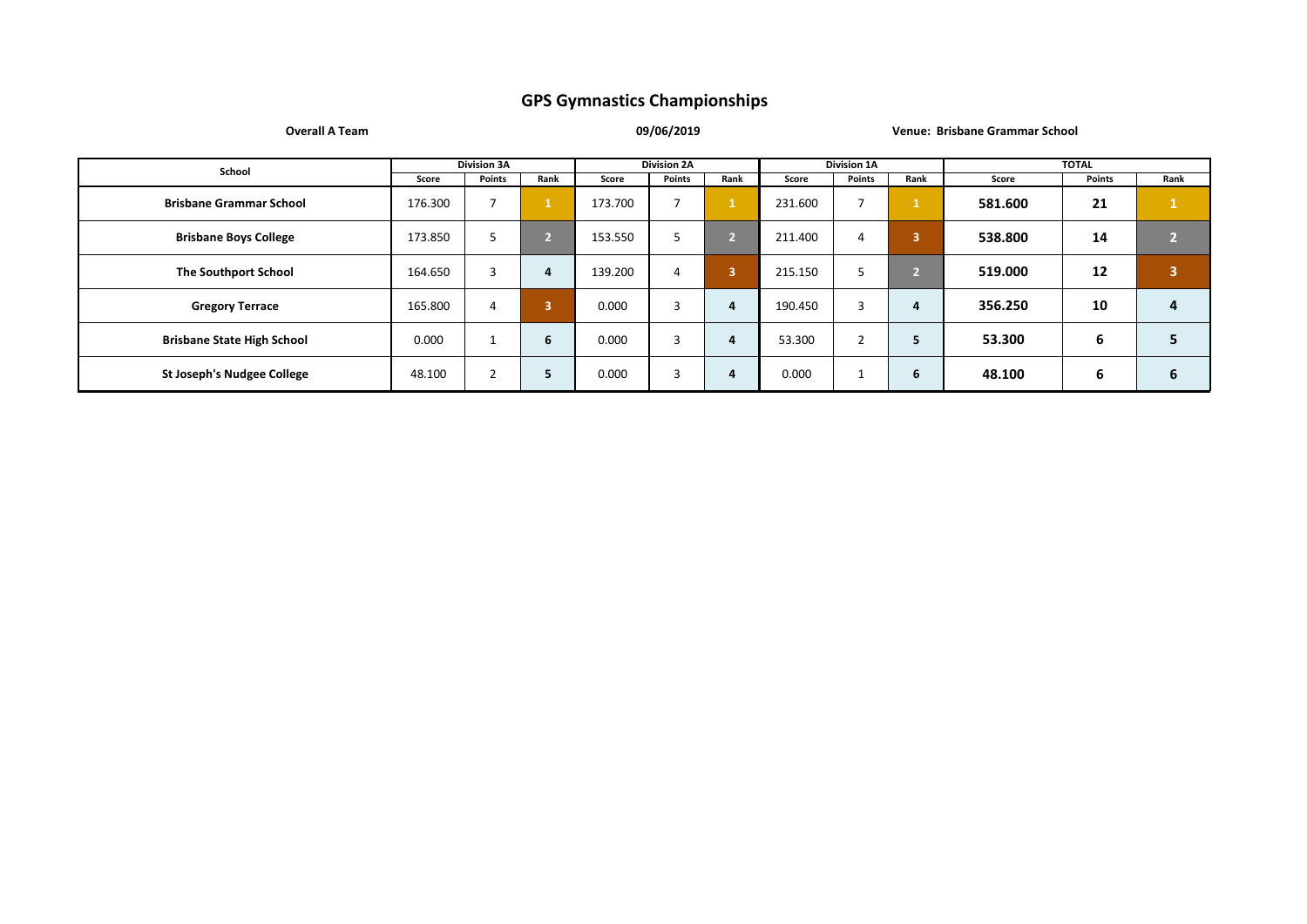# GPS Gymnastics Championships

**Overall A Team** — **09/06/2019** — **Venue: Brisbane Grammar School**

| School | Division 3A | | | Division 2A | | | Division 1A | | | TOTAL | | |
|---|---|---|---|---|---|---|---|---|---|---|---|---|
| | Score | Points | Rank | Score | Points | Rank | Score | Points | Rank | Score | Points | Rank |
| **Brisbane Grammar School** | 176.300 | 7 | 1 | 173.700 | 7 | 1 | 231.600 | 7 | 1 | **581.600** | **21** | **1** |
| **Brisbane Boys College** | 173.850 | 5 | 2 | 153.550 | 5 | 2 | 211.400 | 4 | 3 | **538.800** | **14** | **2** |
| **The Southport School** | 164.650 | 3 | 4 | 139.200 | 4 | 3 | 215.150 | 5 | 2 | **519.000** | **12** | **3** |
| **Gregory Terrace** | 165.800 | 4 | 3 | 0.000 | 3 | 4 | 190.450 | 3 | 4 | **356.250** | **10** | **4** |
| **Brisbane State High School** | 0.000 | 1 | 6 | 0.000 | 3 | 4 | 53.300 | 2 | 5 | **53.300** | **6** | **5** |
| **St Joseph's Nudgee College** | 48.100 | 2 | 5 | 0.000 | 3 | 4 | 0.000 | 1 | 6 | **48.100** | **6** | **6** |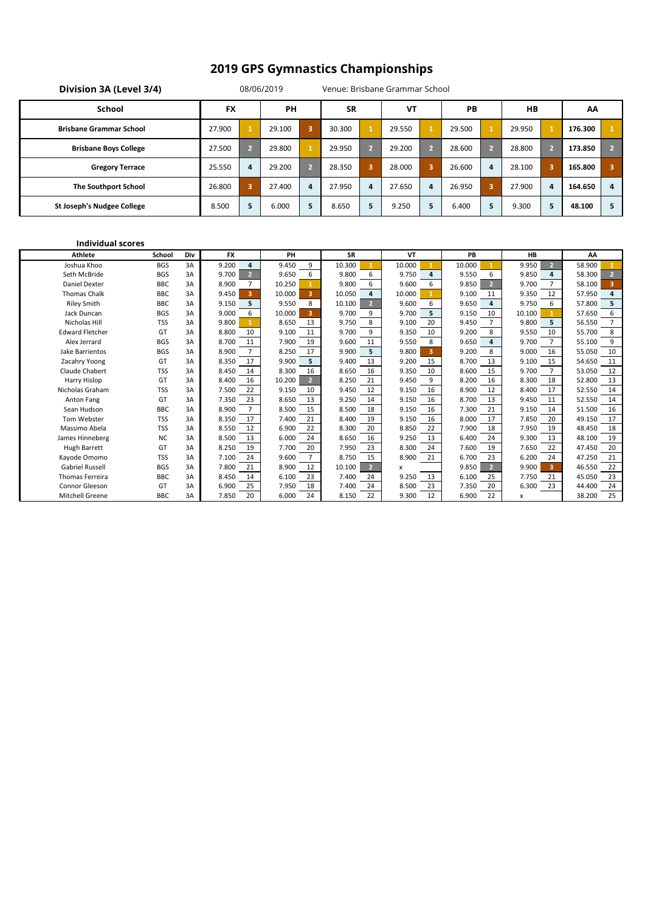# 2019 GPS Gymnastics Championships

**Division 3A (Level 3/4)** 08/06/2019 Venue: Brisbane Grammar School

| School | FX | | PH | | SR | | VT | | PB | | HB | | AA | |
|---|---|---|---|---|---|---|---|---|---|---|---|---|---|---|
| Brisbane Grammar School | 27.900 | 1 | 29.100 | 3 | 30.300 | 1 | 29.550 | 1 | 29.500 | 1 | 29.950 | 1 | 176.300 | 1 |
| Brisbane Boys College | 27.500 | 2 | 29.800 | 1 | 29.950 | 2 | 29.200 | 2 | 28.600 | 2 | 28.800 | 2 | 173.850 | 2 |
| Gregory Terrace | 25.550 | 4 | 29.200 | 2 | 28.350 | 3 | 28.000 | 3 | 26.600 | 4 | 28.100 | 3 | 165.800 | 3 |
| The Southport School | 26.800 | 3 | 27.400 | 4 | 27.950 | 4 | 27.650 | 4 | 26.950 | 3 | 27.900 | 4 | 164.650 | 4 |
| St Joseph's Nudgee College | 8.500 | 5 | 6.000 | 5 | 8.650 | 5 | 9.250 | 5 | 6.400 | 5 | 9.300 | 5 | 48.100 | 5 |

**Individual scores**

| Athlete | School | Div | FX | | PH | | SR | | VT | | PB | | HB | | AA | |
|---|---|---|---|---|---|---|---|---|---|---|---|---|---|---|---|---|
| Joshua Khoo | BGS | 3A | 9.200 | 4 | 9.450 | 9 | 10.300 | 1 | 10.000 | 1 | 10.000 | 1 | 9.950 | 2 | 58.900 | 1 |
| Seth McBride | BGS | 3A | 9.700 | 2 | 9.650 | 6 | 9.800 | 6 | 9.750 | 4 | 9.550 | 6 | 9.850 | 4 | 58.300 | 2 |
| Daniel Dexter | BBC | 3A | 8.900 | 7 | 10.250 | 1 | 9.800 | 6 | 9.600 | 6 | 9.850 | 2 | 9.700 | 7 | 58.100 | 3 |
| Thomas Chalk | BBC | 3A | 9.450 | 3 | 10.000 | 3 | 10.050 | 4 | 10.000 | 1 | 9.100 | 11 | 9.350 | 12 | 57.950 | 4 |
| Riley Smith | BBC | 3A | 9.150 | 5 | 9.550 | 8 | 10.100 | 2 | 9.600 | 6 | 9.650 | 4 | 9.750 | 6 | 57.800 | 5 |
| Jack Duncan | BGS | 3A | 9.000 | 6 | 10.000 | 3 | 9.700 | 9 | 9.700 | 5 | 9.150 | 10 | 10.100 | 1 | 57.650 | 6 |
| Nicholas Hill | TSS | 3A | 9.800 | 1 | 8.650 | 13 | 9.750 | 8 | 9.100 | 20 | 9.450 | 7 | 9.800 | 5 | 56.550 | 7 |
| Edward Fletcher | GT | 3A | 8.800 | 10 | 9.100 | 11 | 9.700 | 9 | 9.350 | 10 | 9.200 | 8 | 9.550 | 10 | 55.700 | 8 |
| Alex Jerrard | BGS | 3A | 8.700 | 11 | 7.900 | 19 | 9.600 | 11 | 9.550 | 8 | 9.650 | 4 | 9.700 | 7 | 55.100 | 9 |
| Jake Barrientos | BGS | 3A | 8.900 | 7 | 8.250 | 17 | 9.900 | 5 | 9.800 | 3 | 9.200 | 8 | 9.000 | 16 | 55.050 | 10 |
| Zacahry Yoong | GT | 3A | 8.350 | 17 | 9.900 | 5 | 9.400 | 13 | 9.200 | 15 | 8.700 | 13 | 9.100 | 15 | 54.650 | 11 |
| Claude Chabert | TSS | 3A | 8.450 | 14 | 8.300 | 16 | 8.650 | 16 | 9.350 | 10 | 8.600 | 15 | 9.700 | 7 | 53.050 | 12 |
| Harry Hislop | GT | 3A | 8.400 | 16 | 10.200 | 2 | 8.250 | 21 | 9.450 | 9 | 8.200 | 16 | 8.300 | 18 | 52.800 | 13 |
| Nicholas Graham | TSS | 3A | 7.500 | 22 | 9.150 | 10 | 9.450 | 12 | 9.150 | 16 | 8.900 | 12 | 8.400 | 17 | 52.550 | 14 |
| Anton Fang | GT | 3A | 7.350 | 23 | 8.650 | 13 | 9.250 | 14 | 9.150 | 16 | 8.700 | 13 | 9.450 | 11 | 52.550 | 14 |
| Sean Hudson | BBC | 3A | 8.900 | 7 | 8.500 | 15 | 8.500 | 18 | 9.150 | 16 | 7.300 | 21 | 9.150 | 14 | 51.500 | 16 |
| Tom Webster | TSS | 3A | 8.350 | 17 | 7.400 | 21 | 8.400 | 19 | 9.150 | 16 | 8.000 | 17 | 7.850 | 20 | 49.150 | 17 |
| Massimo Abela | TSS | 3A | 8.550 | 12 | 6.900 | 22 | 8.300 | 20 | 8.850 | 22 | 7.900 | 18 | 7.950 | 19 | 48.450 | 18 |
| James Hinneberg | NC | 3A | 8.500 | 13 | 6.000 | 24 | 8.650 | 16 | 9.250 | 13 | 6.400 | 24 | 9.300 | 13 | 48.100 | 19 |
| Hugh Barrett | GT | 3A | 8.250 | 19 | 7.700 | 20 | 7.950 | 23 | 8.300 | 24 | 7.600 | 19 | 7.650 | 22 | 47.450 | 20 |
| Kayode Omomo | TSS | 3A | 7.100 | 24 | 9.600 | 7 | 8.750 | 15 | 8.900 | 21 | 6.700 | 23 | 6.200 | 24 | 47.250 | 21 |
| Gabriel Russell | BGS | 3A | 7.800 | 21 | 8.900 | 12 | 10.100 | 2 | x | | 9.850 | 2 | 9.900 | 3 | 46.550 | 22 |
| Thomas Ferreira | BBC | 3A | 8.450 | 14 | 6.100 | 23 | 7.400 | 24 | 9.250 | 13 | 6.100 | 25 | 7.750 | 21 | 45.050 | 23 |
| Connor Gleeson | GT | 3A | 6.900 | 25 | 7.950 | 18 | 7.400 | 24 | 8.500 | 23 | 7.350 | 20 | 6.300 | 23 | 44.400 | 24 |
| Mitchell Greene | BBC | 3A | 7.850 | 20 | 6.000 | 24 | 8.150 | 22 | 9.300 | 12 | 6.900 | 22 | x | | 38.200 | 25 |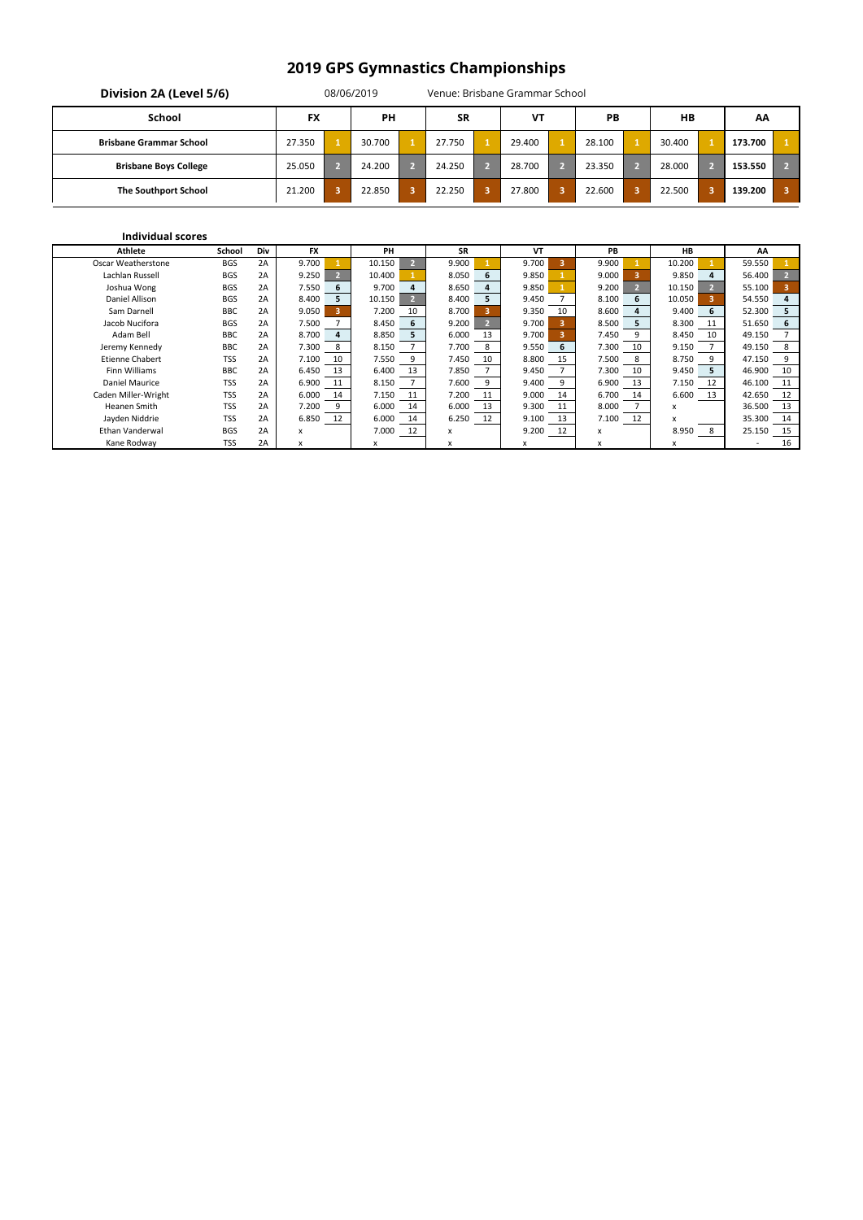# 2019 GPS Gymnastics Championships

**Division 2A (Level 5/6)** 08/06/2019 Venue: Brisbane Grammar School

| School | FX | | PH | | SR | | VT | | PB | | HB | | AA | |
|---|---|---|---|---|---|---|---|---|---|---|---|---|---|---|
| **Brisbane Grammar School** | 27.350 | 1 | 30.700 | 1 | 27.750 | 1 | 29.400 | 1 | 28.100 | 1 | 30.400 | 1 | **173.700** | 1 |
| **Brisbane Boys College** | 25.050 | 2 | 24.200 | 2 | 24.250 | 2 | 28.700 | 2 | 23.350 | 2 | 28.000 | 2 | **153.550** | 2 |
| **The Southport School** | 21.200 | 3 | 22.850 | 3 | 22.250 | 3 | 27.800 | 3 | 22.600 | 3 | 22.500 | 3 | **139.200** | 3 |

### Individual scores

| Athlete | School | Div | FX | | PH | | SR | | VT | | PB | | HB | | AA | |
|---|---|---|---|---|---|---|---|---|---|---|---|---|---|---|---|---|
| Oscar Weatherstone | BGS | 2A | 9.700 | 1 | 10.150 | 2 | 9.900 | 1 | 9.700 | 3 | 9.900 | 1 | 10.200 | 1 | 59.550 | 1 |
| Lachlan Russell | BGS | 2A | 9.250 | 2 | 10.400 | 1 | 8.050 | 6 | 9.850 | 1 | 9.000 | 3 | 9.850 | 4 | 56.400 | 2 |
| Joshua Wong | BGS | 2A | 7.550 | 6 | 9.700 | 4 | 8.650 | 4 | 9.850 | 1 | 9.200 | 2 | 10.150 | 2 | 55.100 | 3 |
| Daniel Allison | BGS | 2A | 8.400 | 5 | 10.150 | 2 | 8.400 | 5 | 9.450 | 7 | 8.100 | 6 | 10.050 | 3 | 54.550 | 4 |
| Sam Darnell | BBC | 2A | 9.050 | 3 | 7.200 | 10 | 8.700 | 3 | 9.350 | 10 | 8.600 | 4 | 9.400 | 6 | 52.300 | 5 |
| Jacob Nucifora | BGS | 2A | 7.500 | 7 | 8.450 | 6 | 9.200 | 2 | 9.700 | 3 | 8.500 | 5 | 8.300 | 11 | 51.650 | 6 |
| Adam Bell | BBC | 2A | 8.700 | 4 | 8.850 | 5 | 6.000 | 13 | 9.700 | 3 | 7.450 | 9 | 8.450 | 10 | 49.150 | 7 |
| Jeremy Kennedy | BBC | 2A | 7.300 | 8 | 8.150 | 7 | 7.700 | 8 | 9.550 | 6 | 7.300 | 10 | 9.150 | 7 | 49.150 | 8 |
| Etienne Chabert | TSS | 2A | 7.100 | 10 | 7.550 | 9 | 7.450 | 10 | 8.800 | 15 | 7.500 | 8 | 8.750 | 9 | 47.150 | 9 |
| Finn Williams | BBC | 2A | 6.450 | 13 | 6.400 | 13 | 7.850 | 7 | 9.450 | 7 | 7.300 | 10 | 9.450 | 5 | 46.900 | 10 |
| Daniel Maurice | TSS | 2A | 6.900 | 11 | 8.150 | 7 | 7.600 | 9 | 9.400 | 9 | 6.900 | 13 | 7.150 | 12 | 46.100 | 11 |
| Caden Miller-Wright | TSS | 2A | 6.000 | 14 | 7.150 | 11 | 7.200 | 11 | 9.000 | 14 | 6.700 | 14 | 6.600 | 13 | 42.650 | 12 |
| Heanen Smith | TSS | 2A | 7.200 | 9 | 6.000 | 14 | 6.000 | 13 | 9.300 | 11 | 8.000 | 7 | x | | 36.500 | 13 |
| Jayden Niddrie | TSS | 2A | 6.850 | 12 | 6.000 | 14 | 6.250 | 12 | 9.100 | 13 | 7.100 | 12 | x | | 35.300 | 14 |
| Ethan Vanderwal | BGS | 2A | x | | 7.000 | 12 | x | | 9.200 | 12 | x | | 8.950 | 8 | 25.150 | 15 |
| Kane Rodway | TSS | 2A | x | | x | | x | | x | | x | | x | | - | 16 |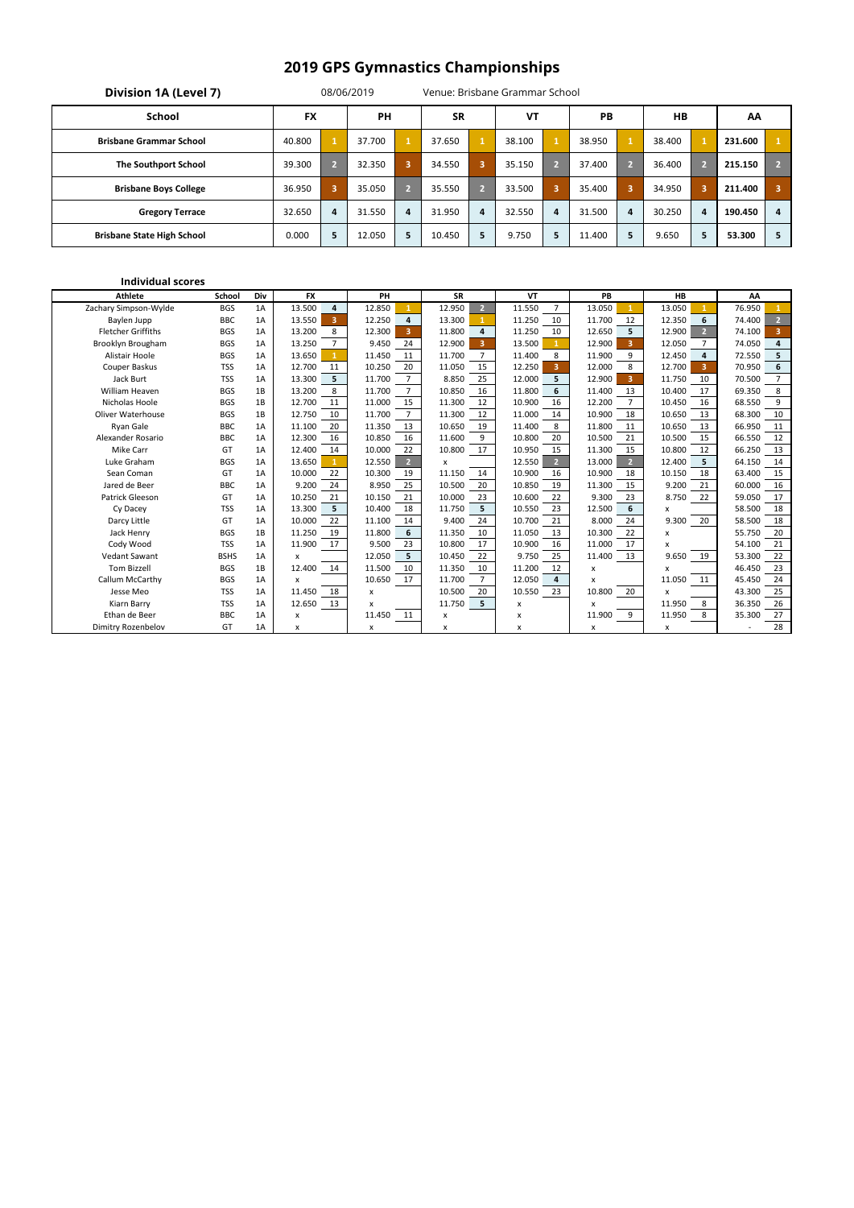# 2019 GPS Gymnastics Championships

**Division 1A (Level 7)** 08/06/2019 Venue: Brisbane Grammar School

| School | FX | | PH | | SR | | VT | | PB | | HB | | AA | |
|---|---|---|---|---|---|---|---|---|---|---|---|---|---|---|
| Brisbane Grammar School | 40.800 | 1 | 37.700 | 1 | 37.650 | 1 | 38.100 | 1 | 38.950 | 1 | 38.400 | 1 | 231.600 | 1 |
| The Southport School | 39.300 | 2 | 32.350 | 3 | 34.550 | 3 | 35.150 | 2 | 37.400 | 2 | 36.400 | 2 | 215.150 | 2 |
| Brisbane Boys College | 36.950 | 3 | 35.050 | 2 | 35.550 | 2 | 33.500 | 3 | 35.400 | 3 | 34.950 | 3 | 211.400 | 3 |
| Gregory Terrace | 32.650 | 4 | 31.550 | 4 | 31.950 | 4 | 32.550 | 4 | 31.500 | 4 | 30.250 | 4 | 190.450 | 4 |
| Brisbane State High School | 0.000 | 5 | 12.050 | 5 | 10.450 | 5 | 9.750 | 5 | 11.400 | 5 | 9.650 | 5 | 53.300 | 5 |

**Individual scores**

| Athlete | School | Div | FX | | PH | | SR | | VT | | PB | | HB | | AA | |
|---|---|---|---|---|---|---|---|---|---|---|---|---|---|---|---|---|
| Zachary Simpson-Wylde | BGS | 1A | 13.500 | 4 | 12.850 | 1 | 12.950 | 2 | 11.550 | 7 | 13.050 | 1 | 13.050 | 1 | 76.950 | 1 |
| Baylen Jupp | BBC | 1A | 13.550 | 3 | 12.250 | 4 | 13.300 | 1 | 11.250 | 10 | 11.700 | 12 | 12.350 | 6 | 74.400 | 2 |
| Fletcher Griffiths | BGS | 1A | 13.200 | 8 | 12.300 | 3 | 11.800 | 4 | 11.250 | 10 | 12.650 | 5 | 12.900 | 2 | 74.100 | 3 |
| Brooklyn Brougham | BGS | 1A | 13.250 | 7 | 9.450 | 24 | 12.900 | 3 | 13.500 | 1 | 12.900 | 3 | 12.050 | 7 | 74.050 | 4 |
| Alistair Hoole | BGS | 1A | 13.650 | 1 | 11.450 | 11 | 11.700 | 7 | 11.400 | 8 | 11.900 | 9 | 12.450 | 4 | 72.550 | 5 |
| Couper Baskus | TSS | 1A | 12.700 | 11 | 10.250 | 20 | 11.050 | 15 | 12.250 | 3 | 12.000 | 8 | 12.700 | 3 | 70.950 | 6 |
| Jack Burt | TSS | 1A | 13.300 | 5 | 11.700 | 7 | 8.850 | 25 | 12.000 | 5 | 12.900 | 3 | 11.750 | 10 | 70.500 | 7 |
| William Heaven | BGS | 1B | 13.200 | 8 | 11.700 | 7 | 10.850 | 16 | 11.800 | 6 | 11.400 | 13 | 10.400 | 17 | 69.350 | 8 |
| Nicholas Hoole | BGS | 1B | 12.700 | 11 | 11.000 | 15 | 11.300 | 12 | 10.900 | 16 | 12.200 | 7 | 10.450 | 16 | 68.550 | 9 |
| Oliver Waterhouse | BGS | 1B | 12.750 | 10 | 11.700 | 7 | 11.300 | 12 | 11.000 | 14 | 10.900 | 18 | 10.650 | 13 | 68.300 | 10 |
| Ryan Gale | BBC | 1A | 11.100 | 20 | 11.350 | 13 | 10.650 | 19 | 11.400 | 8 | 11.800 | 11 | 10.650 | 13 | 66.950 | 11 |
| Alexander Rosario | BBC | 1A | 12.300 | 16 | 10.850 | 16 | 11.600 | 9 | 10.800 | 20 | 10.500 | 21 | 10.500 | 15 | 66.550 | 12 |
| Mike Carr | GT | 1A | 12.400 | 14 | 10.000 | 22 | 10.800 | 17 | 10.950 | 15 | 11.300 | 15 | 10.800 | 12 | 66.250 | 13 |
| Luke Graham | BGS | 1A | 13.650 | 1 | 12.550 | 2 | x | | 12.550 | 2 | 13.000 | 2 | 12.400 | 5 | 64.150 | 14 |
| Sean Coman | GT | 1A | 10.000 | 22 | 10.300 | 19 | 11.150 | 14 | 10.900 | 16 | 10.900 | 18 | 10.150 | 18 | 63.400 | 15 |
| Jared de Beer | BBC | 1A | 9.200 | 24 | 8.950 | 25 | 10.500 | 20 | 10.850 | 19 | 11.300 | 15 | 9.200 | 21 | 60.000 | 16 |
| Patrick Gleeson | GT | 1A | 10.250 | 21 | 10.150 | 21 | 10.000 | 23 | 10.600 | 22 | 9.300 | 23 | 8.750 | 22 | 59.050 | 17 |
| Cy Dacey | TSS | 1A | 13.300 | 5 | 10.400 | 18 | 11.750 | 5 | 10.550 | 23 | 12.500 | 6 | x | | 58.500 | 18 |
| Darcy Little | GT | 1A | 10.000 | 22 | 11.100 | 14 | 9.400 | 24 | 10.700 | 21 | 8.000 | 24 | 9.300 | 20 | 58.500 | 18 |
| Jack Henry | BGS | 1B | 11.250 | 19 | 11.800 | 6 | 11.350 | 10 | 11.050 | 13 | 10.300 | 22 | x | | 55.750 | 20 |
| Cody Wood | TSS | 1A | 11.900 | 17 | 9.500 | 23 | 10.800 | 17 | 10.900 | 16 | 11.000 | 17 | x | | 54.100 | 21 |
| Vedant Sawant | BSHS | 1A | x | | 12.050 | 5 | 10.450 | 22 | 9.750 | 25 | 11.400 | 13 | 9.650 | 19 | 53.300 | 22 |
| Tom Bizzell | BGS | 1B | 12.400 | 14 | 11.500 | 10 | 11.350 | 10 | 11.200 | 12 | x | | x | | 46.450 | 23 |
| Callum McCarthy | BGS | 1A | x | | 10.650 | 17 | 11.700 | 7 | 12.050 | 4 | x | | 11.050 | 11 | 45.450 | 24 |
| Jesse Meo | TSS | 1A | 11.450 | 18 | x | | 10.500 | 20 | 10.550 | 23 | 10.800 | 20 | x | | 43.300 | 25 |
| Kiarn Barry | TSS | 1A | 12.650 | 13 | x | | 11.750 | 5 | x | | x | | 11.950 | 8 | 36.350 | 26 |
| Ethan de Beer | BBC | 1A | x | | 11.450 | 11 | x | | x | | 11.900 | 9 | 11.950 | 8 | 35.300 | 27 |
| Dimitry Rozenbelov | GT | 1A | x | | x | | x | | x | | x | | x | | - | 28 |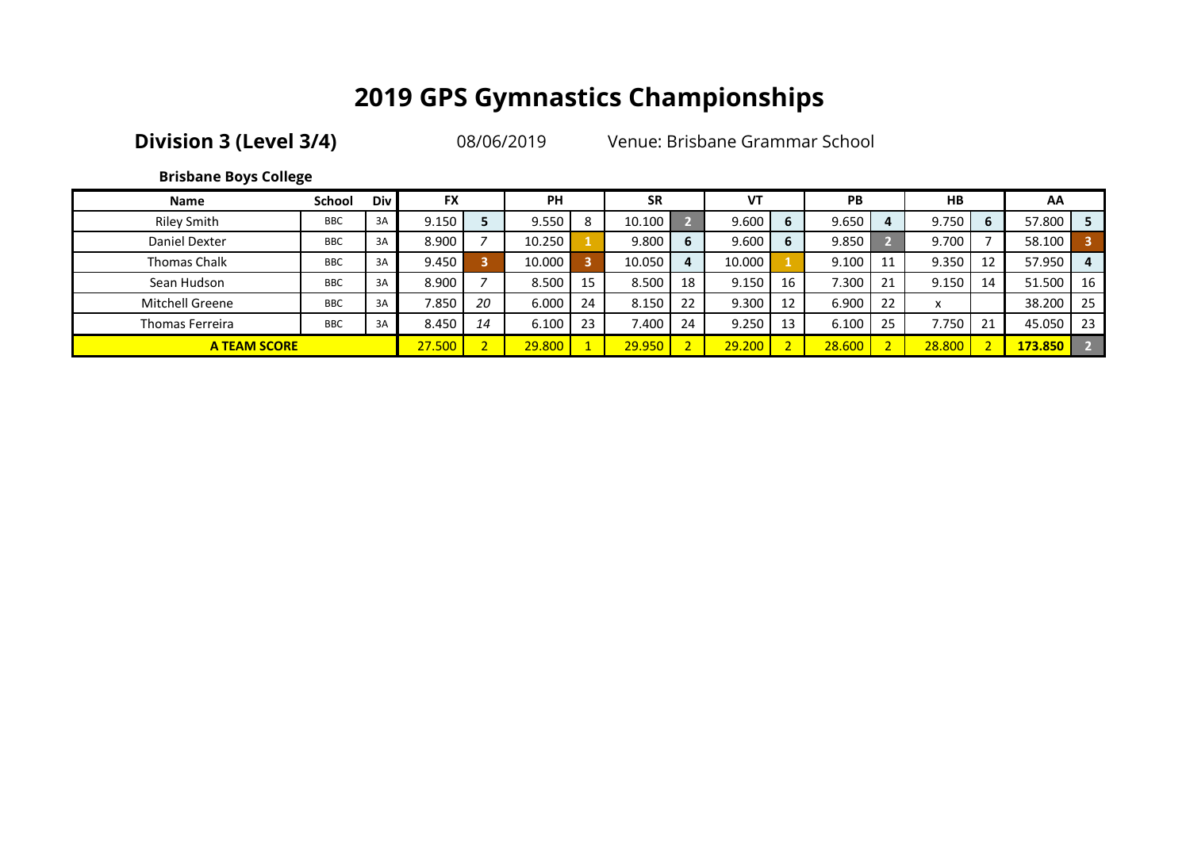# 2019 GPS Gymnastics Championships

**Division 3 (Level 3/4)** 08/06/2019 Venue: Brisbane Grammar School

**Brisbane Boys College**

| Name | School | Div | FX | | PH | | SR | | VT | | PB | | HB | | AA | |
|---|---|---|---|---|---|---|---|---|---|---|---|---|---|---|---|---|
| Riley Smith | BBC | 3A | 9.150 | 5 | 9.550 | 8 | 10.100 | 2 | 9.600 | 6 | 9.650 | 4 | 9.750 | 6 | 57.800 | 5 |
| Daniel Dexter | BBC | 3A | 8.900 | 7 | 10.250 | 1 | 9.800 | 6 | 9.600 | 6 | 9.850 | 2 | 9.700 | 7 | 58.100 | 3 |
| Thomas Chalk | BBC | 3A | 9.450 | 3 | 10.000 | 3 | 10.050 | 4 | 10.000 | 1 | 9.100 | 11 | 9.350 | 12 | 57.950 | 4 |
| Sean Hudson | BBC | 3A | 8.900 | 7 | 8.500 | 15 | 8.500 | 18 | 9.150 | 16 | 7.300 | 21 | 9.150 | 14 | 51.500 | 16 |
| Mitchell Greene | BBC | 3A | 7.850 | 20 | 6.000 | 24 | 8.150 | 22 | 9.300 | 12 | 6.900 | 22 | x | | 38.200 | 25 |
| Thomas Ferreira | BBC | 3A | 8.450 | 14 | 6.100 | 23 | 7.400 | 24 | 9.250 | 13 | 6.100 | 25 | 7.750 | 21 | 45.050 | 23 |
| **A TEAM SCORE** | | | 27.500 | 2 | 29.800 | 1 | 29.950 | 2 | 29.200 | 2 | 28.600 | 2 | 28.800 | 2 | **173.850** | 2 |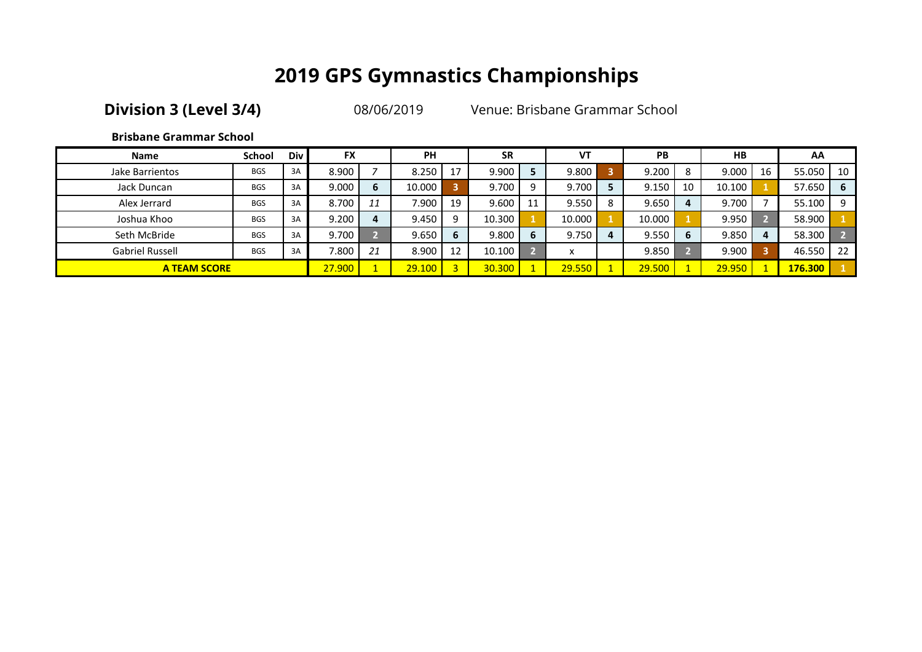# 2019 GPS Gymnastics Championships

**Division 3 (Level 3/4)** 08/06/2019 Venue: Brisbane Grammar School

**Brisbane Grammar School**

| Name | School | Div | FX | | PH | | SR | | VT | | PB | | HB | | AA | |
|---|---|---|---|---|---|---|---|---|---|---|---|---|---|---|---|---|
| Jake Barrientos | BGS | 3A | 8.900 | 7 | 8.250 | 17 | 9.900 | 5 | 9.800 | 3 | 9.200 | 8 | 9.000 | 16 | 55.050 | 10 |
| Jack Duncan | BGS | 3A | 9.000 | 6 | 10.000 | 3 | 9.700 | 9 | 9.700 | 5 | 9.150 | 10 | 10.100 | 1 | 57.650 | 6 |
| Alex Jerrard | BGS | 3A | 8.700 | *11* | 7.900 | 19 | 9.600 | 11 | 9.550 | 8 | 9.650 | 4 | 9.700 | 7 | 55.100 | 9 |
| Joshua Khoo | BGS | 3A | 9.200 | 4 | 9.450 | 9 | 10.300 | 1 | 10.000 | 1 | 10.000 | 1 | 9.950 | 2 | 58.900 | 1 |
| Seth McBride | BGS | 3A | 9.700 | 2 | 9.650 | 6 | 9.800 | 6 | 9.750 | 4 | 9.550 | 6 | 9.850 | 4 | 58.300 | 2 |
| Gabriel Russell | BGS | 3A | 7.800 | *21* | 8.900 | 12 | 10.100 | 2 | x | | 9.850 | 2 | 9.900 | 3 | 46.550 | 22 |
| **A TEAM SCORE** | | | 27.900 | 1 | 29.100 | 3 | 30.300 | 1 | 29.550 | 1 | 29.500 | 1 | 29.950 | 1 | **176.300** | 1 |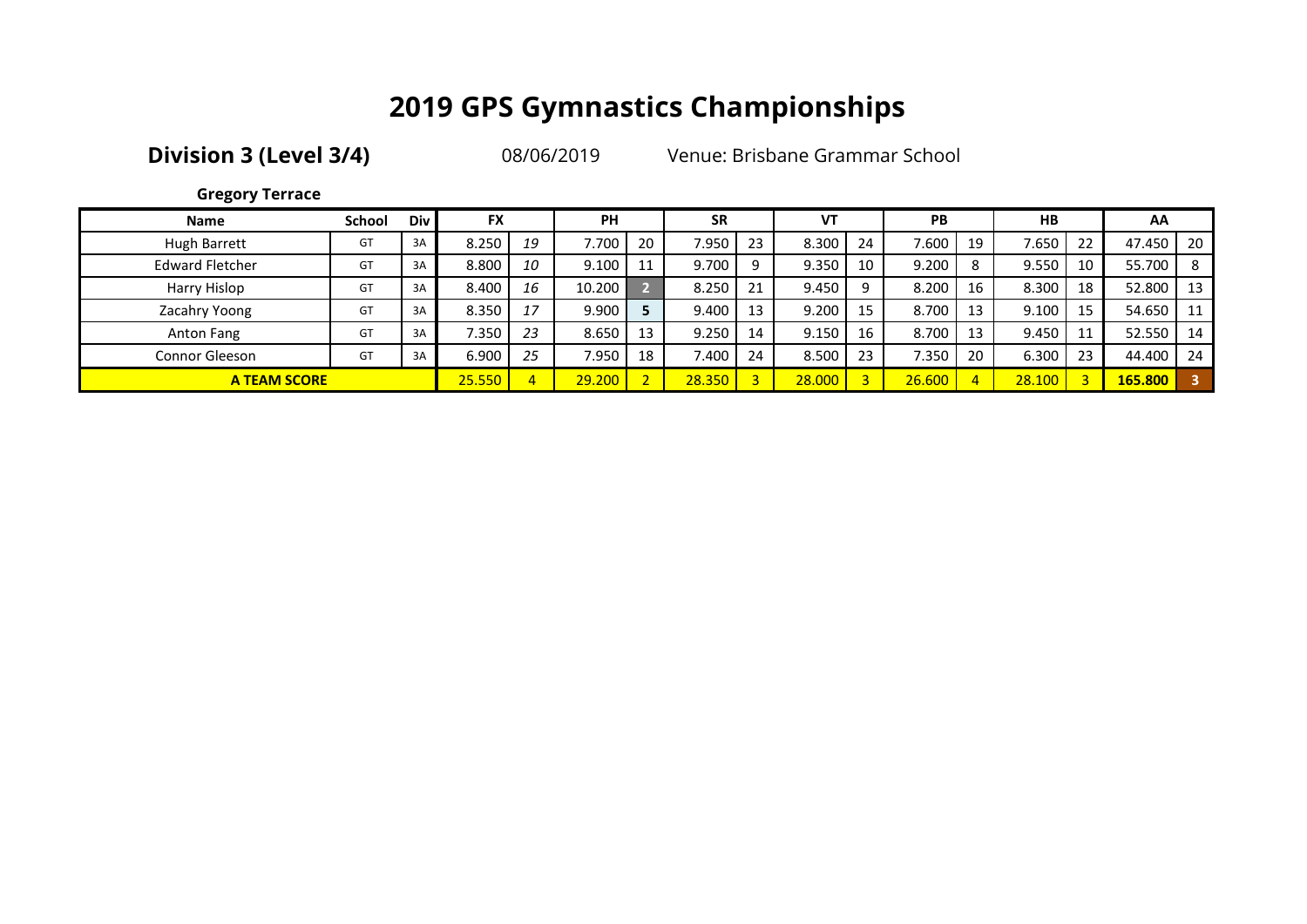# 2019 GPS Gymnastics Championships

**Division 3 (Level 3/4)** 08/06/2019 Venue: Brisbane Grammar School

**Gregory Terrace**

| Name | School | Div | FX | | PH | | SR | | VT | | PB | | HB | | AA | |
|---|---|---|---|---|---|---|---|---|---|---|---|---|---|---|---|---|
| Hugh Barrett | GT | 3A | 8.250 | *19* | 7.700 | 20 | 7.950 | 23 | 8.300 | 24 | 7.600 | 19 | 7.650 | 22 | 47.450 | 20 |
| Edward Fletcher | GT | 3A | 8.800 | *10* | 9.100 | 11 | 9.700 | 9 | 9.350 | 10 | 9.200 | 8 | 9.550 | 10 | 55.700 | 8 |
| Harry Hislop | GT | 3A | 8.400 | *16* | 10.200 | 2 | 8.250 | 21 | 9.450 | 9 | 8.200 | 16 | 8.300 | 18 | 52.800 | 13 |
| Zacahry Yoong | GT | 3A | 8.350 | *17* | 9.900 | 5 | 9.400 | 13 | 9.200 | 15 | 8.700 | 13 | 9.100 | 15 | 54.650 | 11 |
| Anton Fang | GT | 3A | 7.350 | *23* | 8.650 | 13 | 9.250 | 14 | 9.150 | 16 | 8.700 | 13 | 9.450 | 11 | 52.550 | 14 |
| Connor Gleeson | GT | 3A | 6.900 | *25* | 7.950 | 18 | 7.400 | 24 | 8.500 | 23 | 7.350 | 20 | 6.300 | 23 | 44.400 | 24 |
| **A TEAM SCORE** | | | 25.550 | 4 | 29.200 | 2 | 28.350 | 3 | 28.000 | 3 | 26.600 | 4 | 28.100 | 3 | **165.800** | **3** |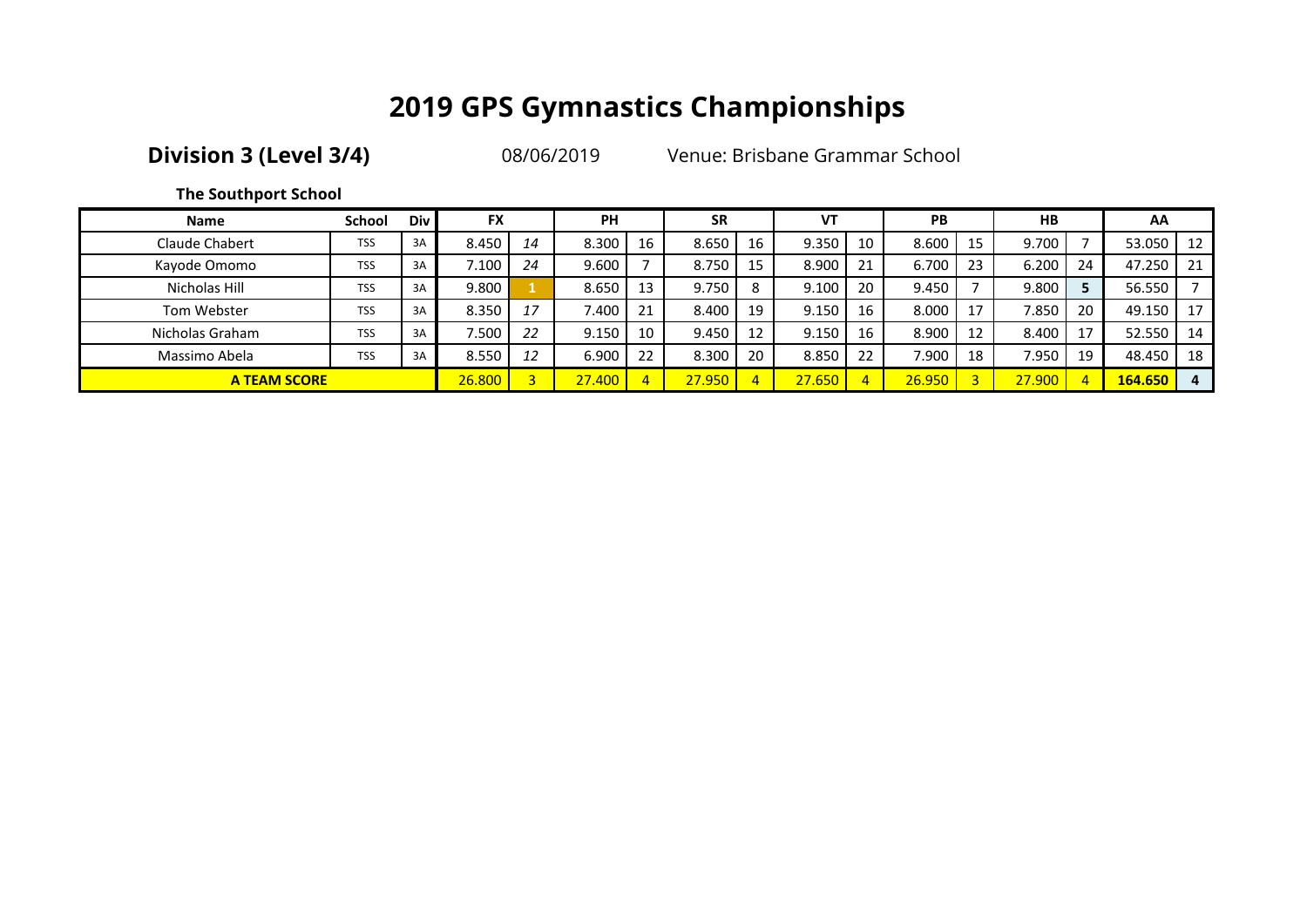# 2019 GPS Gymnastics Championships

**Division 3 (Level 3/4)** 08/06/2019 Venue: Brisbane Grammar School

**The Southport School**

| Name | School | Div | FX | | PH | | SR | | VT | | PB | | HB | | AA | |
|---|---|---|---|---|---|---|---|---|---|---|---|---|---|---|---|---|
| Claude Chabert | TSS | 3A | 8.450 | *14* | 8.300 | 16 | 8.650 | 16 | 9.350 | 10 | 8.600 | 15 | 9.700 | 7 | 53.050 | 12 |
| Kayode Omomo | TSS | 3A | 7.100 | *24* | 9.600 | 7 | 8.750 | 15 | 8.900 | 21 | 6.700 | 23 | 6.200 | 24 | 47.250 | 21 |
| Nicholas Hill | TSS | 3A | 9.800 | **1** | 8.650 | 13 | 9.750 | 8 | 9.100 | 20 | 9.450 | 7 | 9.800 | **5** | 56.550 | 7 |
| Tom Webster | TSS | 3A | 8.350 | *17* | 7.400 | 21 | 8.400 | 19 | 9.150 | 16 | 8.000 | 17 | 7.850 | 20 | 49.150 | 17 |
| Nicholas Graham | TSS | 3A | 7.500 | *22* | 9.150 | 10 | 9.450 | 12 | 9.150 | 16 | 8.900 | 12 | 8.400 | 17 | 52.550 | 14 |
| Massimo Abela | TSS | 3A | 8.550 | *12* | 6.900 | 22 | 8.300 | 20 | 8.850 | 22 | 7.900 | 18 | 7.950 | 19 | 48.450 | 18 |
| **A TEAM SCORE** | | | 26.800 | 3 | 27.400 | 4 | 27.950 | 4 | 27.650 | 4 | 26.950 | 3 | 27.900 | 4 | **164.650** | **4** |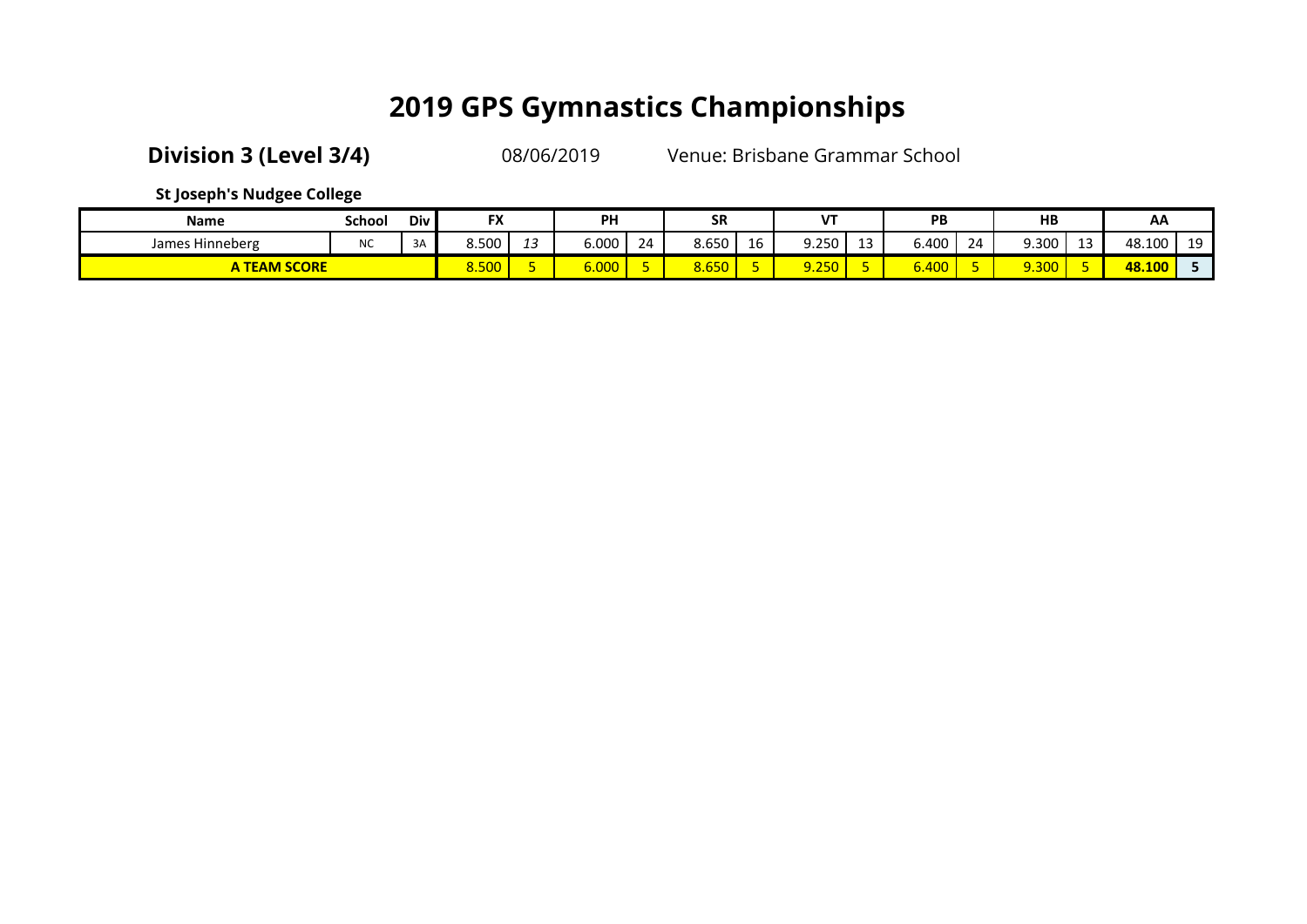# 2019 GPS Gymnastics Championships

**Division 3 (Level 3/4)** 08/06/2019 Venue: Brisbane Grammar School

**St Joseph's Nudgee College**

| Name | School | Div | FX | | PH | | SR | | VT | | PB | | HB | | AA | |
|---|---|---|---|---|---|---|---|---|---|---|---|---|---|---|---|---|
| James Hinneberg | NC | 3A | 8.500 | *13* | 6.000 | 24 | 8.650 | 16 | 9.250 | 13 | 6.400 | 24 | 9.300 | 13 | 48.100 | 19 |
| **A TEAM SCORE** | | | 8.500 | 5 | 6.000 | 5 | 8.650 | 5 | 9.250 | 5 | 6.400 | 5 | 9.300 | 5 | **48.100** | **5** |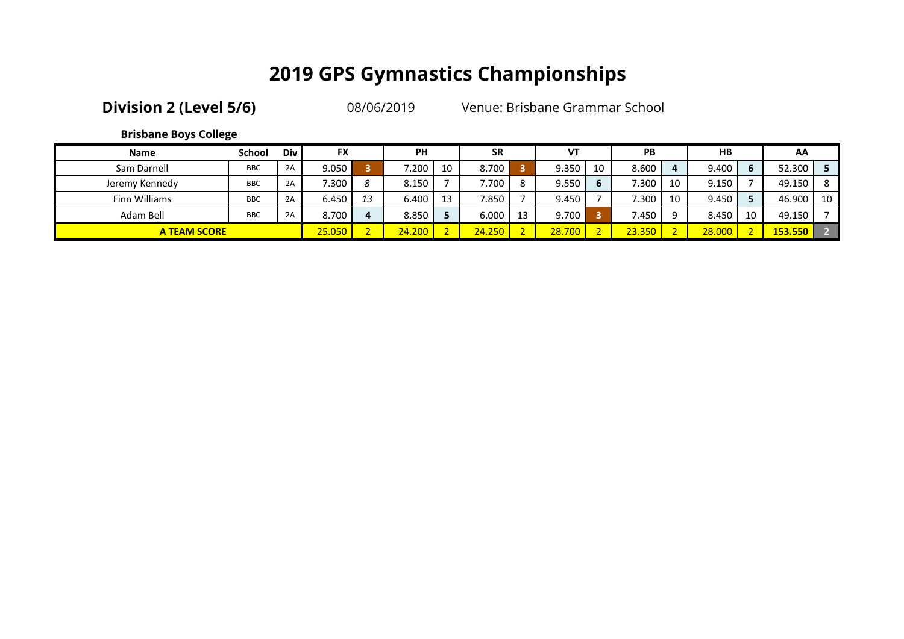# 2019 GPS Gymnastics Championships

**Division 2 (Level 5/6)** 08/06/2019 Venue: Brisbane Grammar School

**Brisbane Boys College**

| Name | School | Div | FX | | PH | | SR | | VT | | PB | | HB | | AA | |
|---|---|---|---|---|---|---|---|---|---|---|---|---|---|---|---|---|
| Sam Darnell | BBC | 2A | 9.050 | 3 | 7.200 | 10 | 8.700 | 3 | 9.350 | 10 | 8.600 | 4 | 9.400 | 6 | 52.300 | 5 |
| Jeremy Kennedy | BBC | 2A | 7.300 | *8* | 8.150 | 7 | 7.700 | 8 | 9.550 | 6 | 7.300 | 10 | 9.150 | 7 | 49.150 | 8 |
| Finn Williams | BBC | 2A | 6.450 | *13* | 6.400 | 13 | 7.850 | 7 | 9.450 | 7 | 7.300 | 10 | 9.450 | 5 | 46.900 | 10 |
| Adam Bell | BBC | 2A | 8.700 | 4 | 8.850 | 5 | 6.000 | 13 | 9.700 | 3 | 7.450 | 9 | 8.450 | 10 | 49.150 | 7 |
| **A TEAM SCORE** | | | 25.050 | 2 | 24.200 | 2 | 24.250 | 2 | 28.700 | 2 | 23.350 | 2 | 28.000 | 2 | **153.550** | **2** |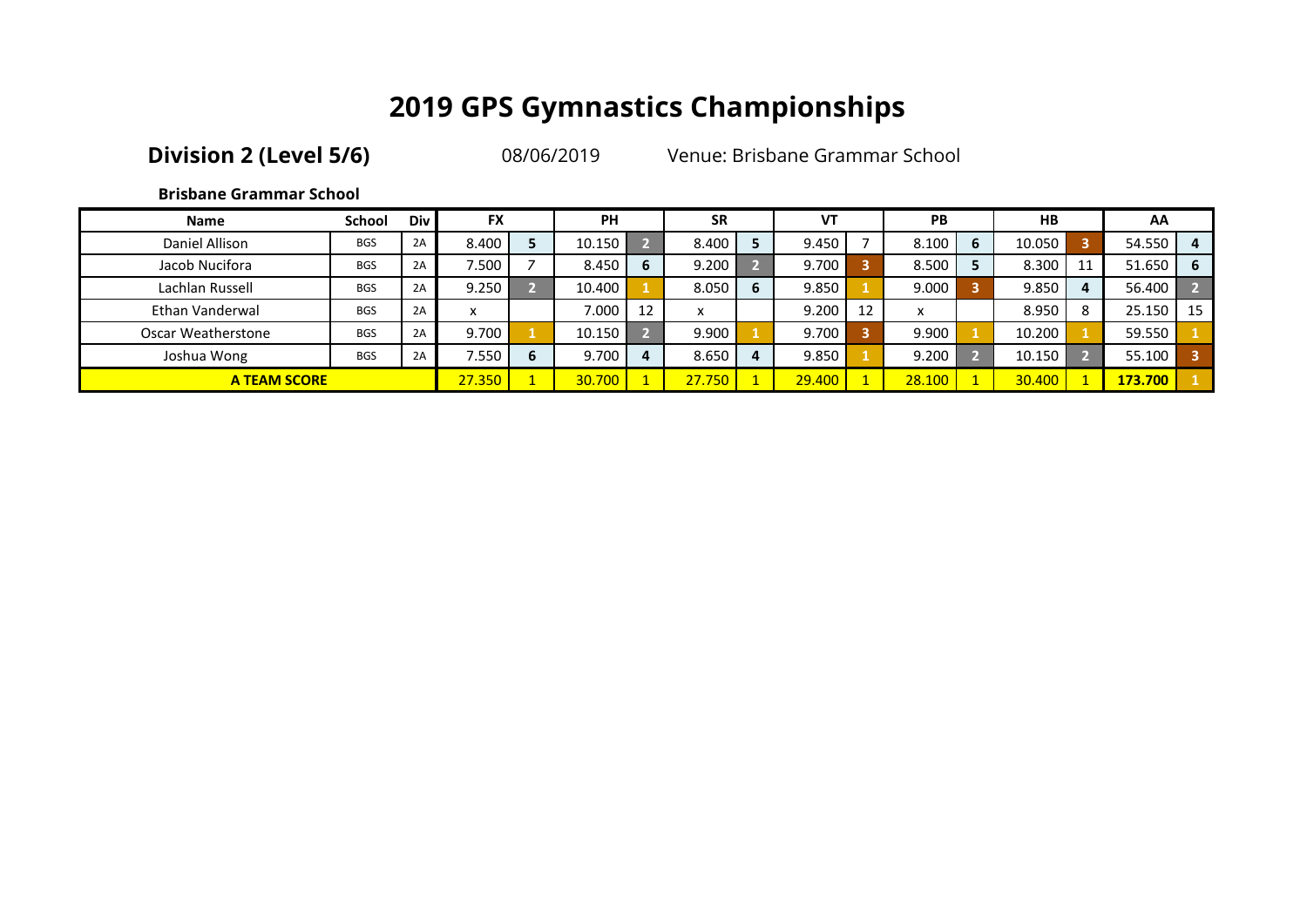# 2019 GPS Gymnastics Championships

**Division 2 (Level 5/6)** 08/06/2019 Venue: Brisbane Grammar School

**Brisbane Grammar School**

| Name | School | Div | FX | | PH | | SR | | VT | | PB | | HB | | AA | |
|---|---|---|---|---|---|---|---|---|---|---|---|---|---|---|---|---|
| Daniel Allison | BGS | 2A | 8.400 | 5 | 10.150 | 2 | 8.400 | 5 | 9.450 | 7 | 8.100 | 6 | 10.050 | 3 | 54.550 | 4 |
| Jacob Nucifora | BGS | 2A | 7.500 | 7 | 8.450 | 6 | 9.200 | 2 | 9.700 | 3 | 8.500 | 5 | 8.300 | 11 | 51.650 | 6 |
| Lachlan Russell | BGS | 2A | 9.250 | 2 | 10.400 | 1 | 8.050 | 6 | 9.850 | 1 | 9.000 | 3 | 9.850 | 4 | 56.400 | 2 |
| Ethan Vanderwal | BGS | 2A | x | | 7.000 | 12 | x | | 9.200 | 12 | x | | 8.950 | 8 | 25.150 | 15 |
| Oscar Weatherstone | BGS | 2A | 9.700 | 1 | 10.150 | 2 | 9.900 | 1 | 9.700 | 3 | 9.900 | 1 | 10.200 | 1 | 59.550 | 1 |
| Joshua Wong | BGS | 2A | 7.550 | 6 | 9.700 | 4 | 8.650 | 4 | 9.850 | 1 | 9.200 | 2 | 10.150 | 2 | 55.100 | 3 |
| **A TEAM SCORE** | | | 27.350 | 1 | 30.700 | 1 | 27.750 | 1 | 29.400 | 1 | 28.100 | 1 | 30.400 | 1 | **173.700** | 1 |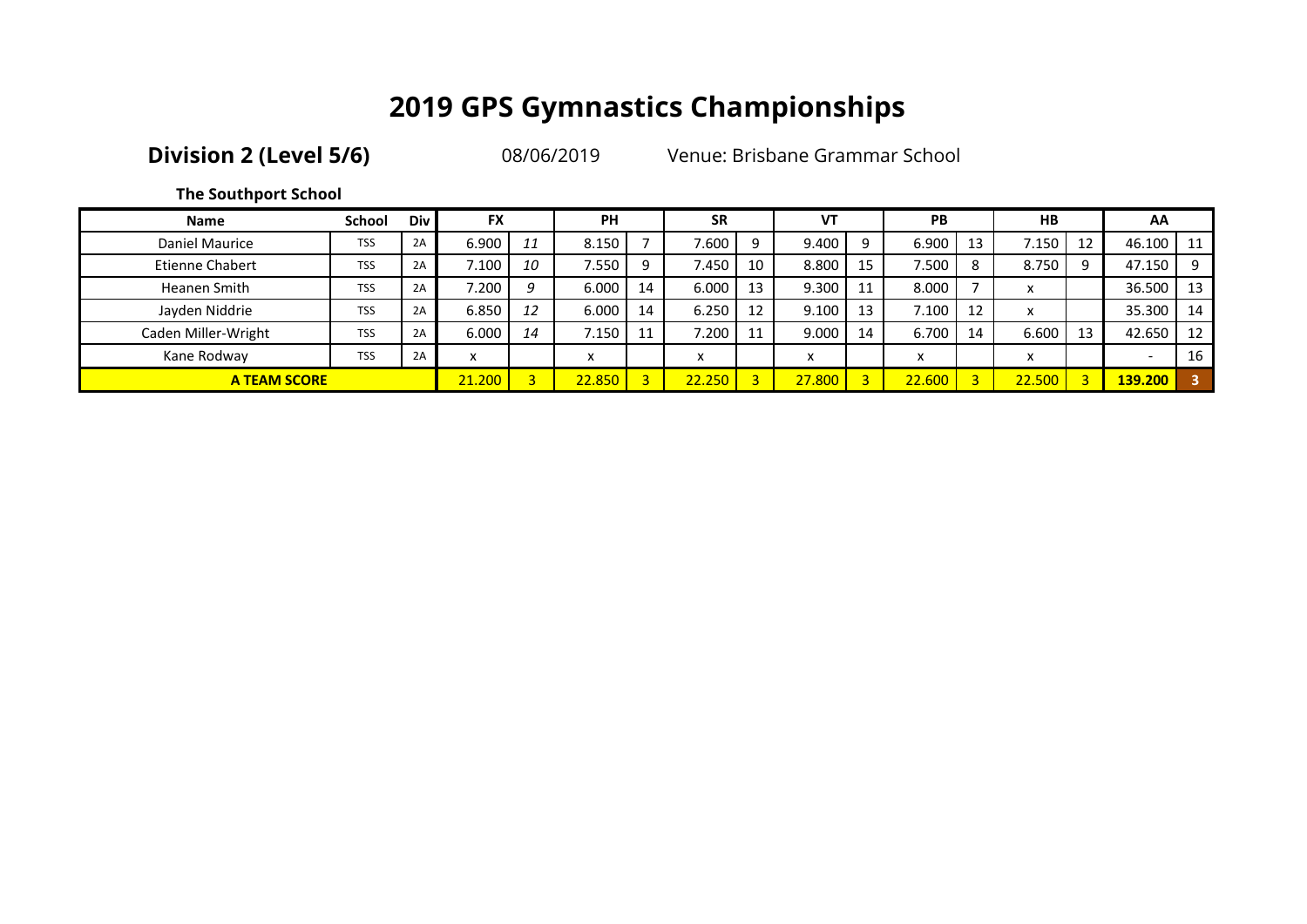# 2019 GPS Gymnastics Championships

**Division 2 (Level 5/6)** 08/06/2019 Venue: Brisbane Grammar School

**The Southport School**

| Name | School | Div | FX | | PH | | SR | | VT | | PB | | HB | | AA | |
|---|---|---|---|---|---|---|---|---|---|---|---|---|---|---|---|---|
| Daniel Maurice | TSS | 2A | 6.900 | *11* | 8.150 | 7 | 7.600 | 9 | 9.400 | 9 | 6.900 | 13 | 7.150 | 12 | 46.100 | 11 |
| Etienne Chabert | TSS | 2A | 7.100 | *10* | 7.550 | 9 | 7.450 | 10 | 8.800 | 15 | 7.500 | 8 | 8.750 | 9 | 47.150 | 9 |
| Heanen Smith | TSS | 2A | 7.200 | *9* | 6.000 | 14 | 6.000 | 13 | 9.300 | 11 | 8.000 | 7 | x | | 36.500 | 13 |
| Jayden Niddrie | TSS | 2A | 6.850 | *12* | 6.000 | 14 | 6.250 | 12 | 9.100 | 13 | 7.100 | 12 | x | | 35.300 | 14 |
| Caden Miller-Wright | TSS | 2A | 6.000 | *14* | 7.150 | 11 | 7.200 | 11 | 9.000 | 14 | 6.700 | 14 | 6.600 | 13 | 42.650 | 12 |
| Kane Rodway | TSS | 2A | x | | x | | x | | x | | x | | x | | - | 16 |
| **A TEAM SCORE** | | | 21.200 | 3 | 22.850 | 3 | 22.250 | 3 | 27.800 | 3 | 22.600 | 3 | 22.500 | 3 | **139.200** | **3** |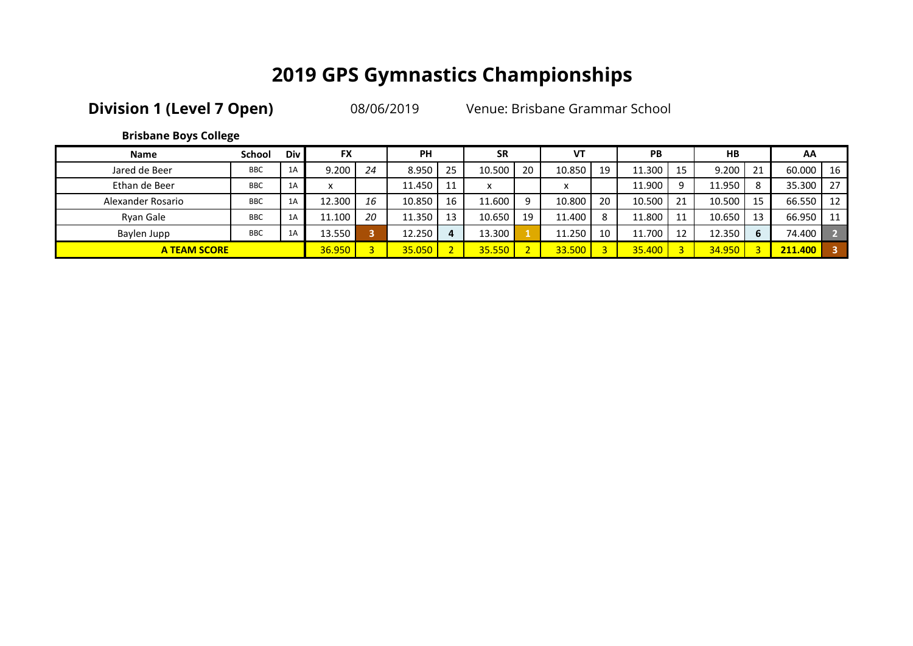# 2019 GPS Gymnastics Championships

**Division 1 (Level 7 Open)** 08/06/2019 Venue: Brisbane Grammar School

**Brisbane Boys College**

| Name | School | Div | FX | | PH | | SR | | VT | | PB | | HB | | AA | |
|---|---|---|---|---|---|---|---|---|---|---|---|---|---|---|---|---|
| Jared de Beer | BBC | 1A | 9.200 | 24 | 8.950 | 25 | 10.500 | 20 | 10.850 | 19 | 11.300 | 15 | 9.200 | 21 | 60.000 | 16 |
| Ethan de Beer | BBC | 1A | x | | 11.450 | 11 | x | | x | | 11.900 | 9 | 11.950 | 8 | 35.300 | 27 |
| Alexander Rosario | BBC | 1A | 12.300 | 16 | 10.850 | 16 | 11.600 | 9 | 10.800 | 20 | 10.500 | 21 | 10.500 | 15 | 66.550 | 12 |
| Ryan Gale | BBC | 1A | 11.100 | 20 | 11.350 | 13 | 10.650 | 19 | 11.400 | 8 | 11.800 | 11 | 10.650 | 13 | 66.950 | 11 |
| Baylen Jupp | BBC | 1A | 13.550 | 3 | 12.250 | 4 | 13.300 | 1 | 11.250 | 10 | 11.700 | 12 | 12.350 | 6 | 74.400 | 2 |
| **A TEAM SCORE** | | | 36.950 | 3 | 35.050 | 2 | 35.550 | 2 | 33.500 | 3 | 35.400 | 3 | 34.950 | 3 | **211.400** | **3** |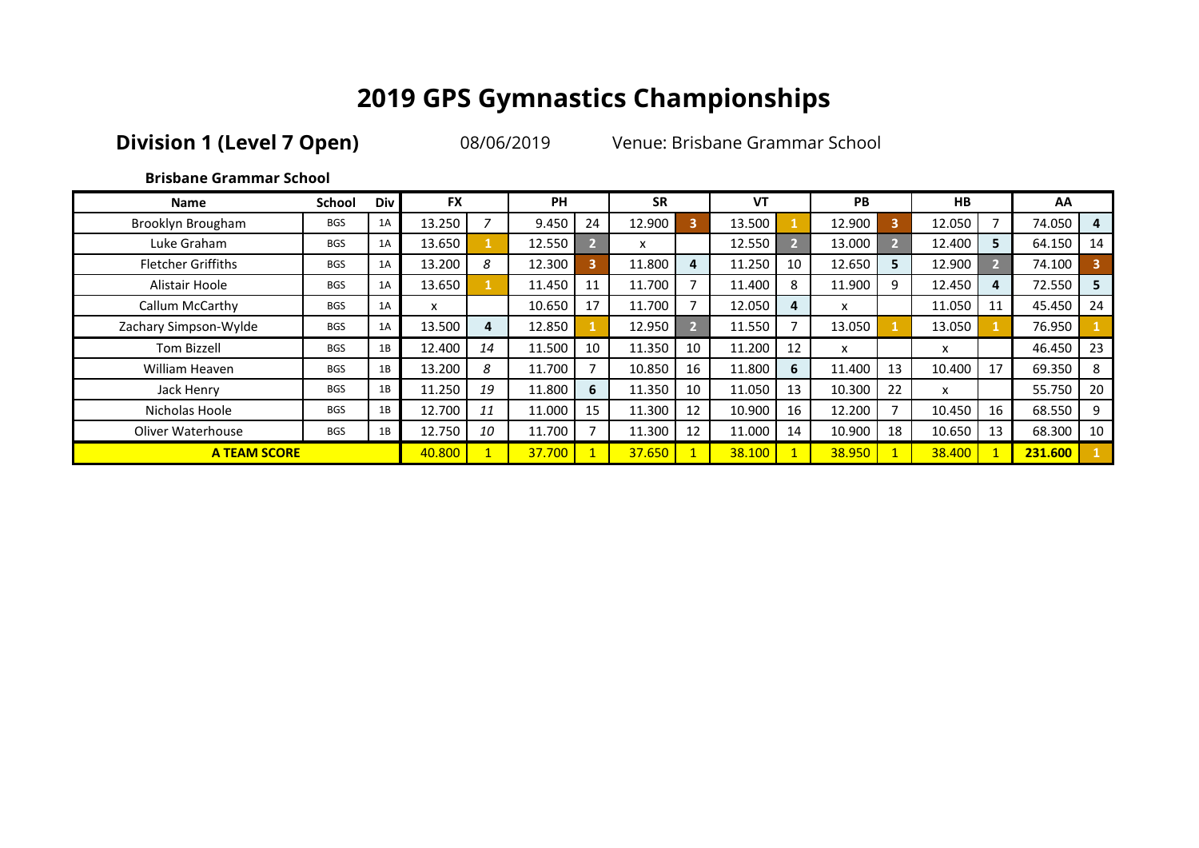# 2019 GPS Gymnastics Championships

**Division 1 (Level 7 Open)** 08/06/2019 Venue: Brisbane Grammar School

**Brisbane Grammar School**

| Name | School | Div | FX | | PH | | SR | | VT | | PB | | HB | | AA | |
|---|---|---|---|---|---|---|---|---|---|---|---|---|---|---|---|---|
| Brooklyn Brougham | BGS | 1A | 13.250 | 7 | 9.450 | 24 | 12.900 | 3 | 13.500 | 1 | 12.900 | 3 | 12.050 | 7 | 74.050 | 4 |
| Luke Graham | BGS | 1A | 13.650 | 1 | 12.550 | 2 | x | | 12.550 | 2 | 13.000 | 2 | 12.400 | 5 | 64.150 | 14 |
| Fletcher Griffiths | BGS | 1A | 13.200 | 8 | 12.300 | 3 | 11.800 | 4 | 11.250 | 10 | 12.650 | 5 | 12.900 | 2 | 74.100 | 3 |
| Alistair Hoole | BGS | 1A | 13.650 | 1 | 11.450 | 11 | 11.700 | 7 | 11.400 | 8 | 11.900 | 9 | 12.450 | 4 | 72.550 | 5 |
| Callum McCarthy | BGS | 1A | x | | 10.650 | 17 | 11.700 | 7 | 12.050 | 4 | x | | 11.050 | 11 | 45.450 | 24 |
| Zachary Simpson-Wylde | BGS | 1A | 13.500 | 4 | 12.850 | 1 | 12.950 | 2 | 11.550 | 7 | 13.050 | 1 | 13.050 | 1 | 76.950 | 1 |
| Tom Bizzell | BGS | 1B | 12.400 | 14 | 11.500 | 10 | 11.350 | 10 | 11.200 | 12 | x | | x | | 46.450 | 23 |
| William Heaven | BGS | 1B | 13.200 | 8 | 11.700 | 7 | 10.850 | 16 | 11.800 | 6 | 11.400 | 13 | 10.400 | 17 | 69.350 | 8 |
| Jack Henry | BGS | 1B | 11.250 | 19 | 11.800 | 6 | 11.350 | 10 | 11.050 | 13 | 10.300 | 22 | x | | 55.750 | 20 |
| Nicholas Hoole | BGS | 1B | 12.700 | 11 | 11.000 | 15 | 11.300 | 12 | 10.900 | 16 | 12.200 | 7 | 10.450 | 16 | 68.550 | 9 |
| Oliver Waterhouse | BGS | 1B | 12.750 | 10 | 11.700 | 7 | 11.300 | 12 | 11.000 | 14 | 10.900 | 18 | 10.650 | 13 | 68.300 | 10 |
| **A TEAM SCORE** | | | 40.800 | 1 | 37.700 | 1 | 37.650 | 1 | 38.100 | 1 | 38.950 | 1 | 38.400 | 1 | **231.600** | 1 |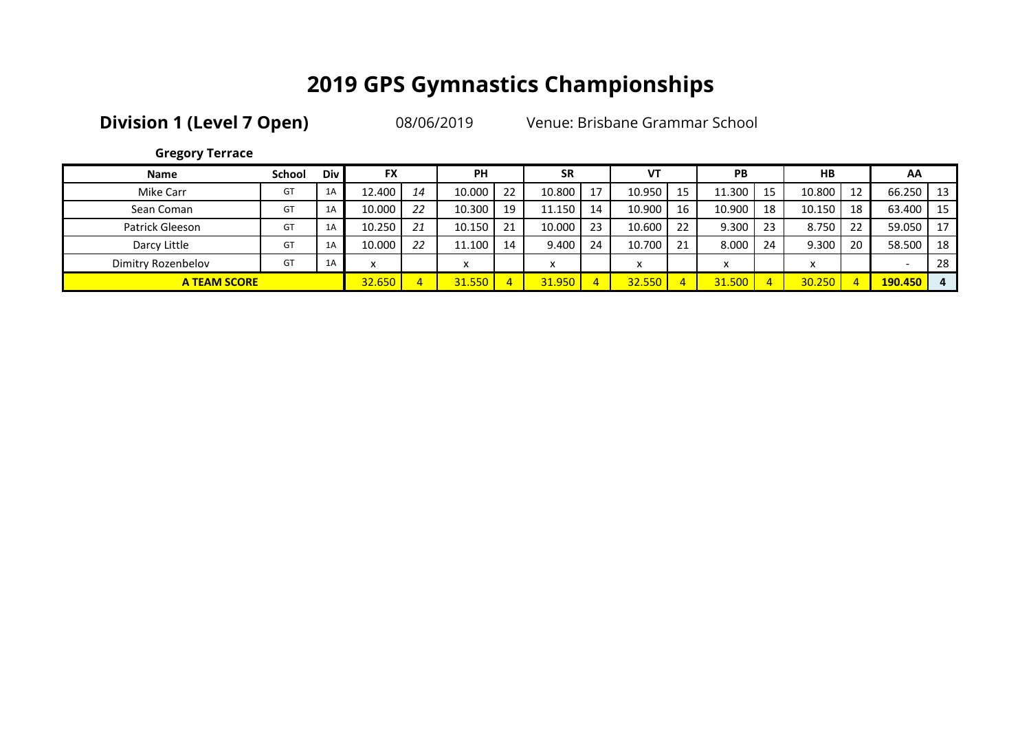# 2019 GPS Gymnastics Championships

**Division 1 (Level 7 Open)** 08/06/2019 Venue: Brisbane Grammar School

**Gregory Terrace**

| Name | School | Div | FX | | PH | | SR | | VT | | PB | | HB | | AA | |
|---|---|---|---|---|---|---|---|---|---|---|---|---|---|---|---|---|
| Mike Carr | GT | 1A | 12.400 | *14* | 10.000 | 22 | 10.800 | 17 | 10.950 | 15 | 11.300 | 15 | 10.800 | 12 | 66.250 | 13 |
| Sean Coman | GT | 1A | 10.000 | *22* | 10.300 | 19 | 11.150 | 14 | 10.900 | 16 | 10.900 | 18 | 10.150 | 18 | 63.400 | 15 |
| Patrick Gleeson | GT | 1A | 10.250 | *21* | 10.150 | 21 | 10.000 | 23 | 10.600 | 22 | 9.300 | 23 | 8.750 | 22 | 59.050 | 17 |
| Darcy Little | GT | 1A | 10.000 | *22* | 11.100 | 14 | 9.400 | 24 | 10.700 | 21 | 8.000 | 24 | 9.300 | 20 | 58.500 | 18 |
| Dimitry Rozenbelov | GT | 1A | x | | x | | x | | x | | x | | x | | - | 28 |
| **A TEAM SCORE** | | | 32.650 | 4 | 31.550 | 4 | 31.950 | 4 | 32.550 | 4 | 31.500 | 4 | 30.250 | 4 | **190.450** | **4** |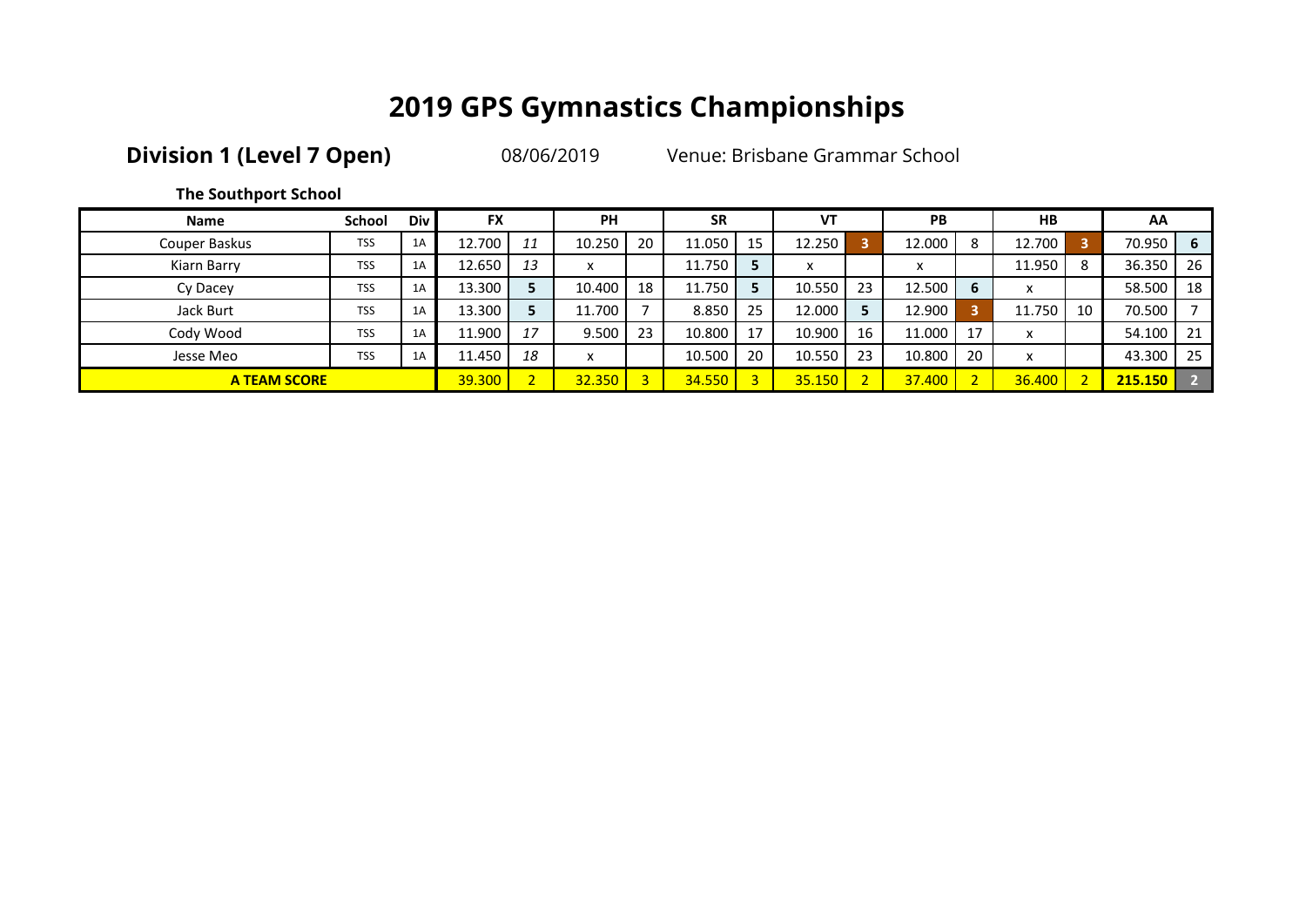# 2019 GPS Gymnastics Championships

**Division 1 (Level 7 Open)** 08/06/2019 Venue: Brisbane Grammar School

**The Southport School**

| Name | School | Div | FX | | PH | | SR | | VT | | PB | | HB | | AA | |
|---|---|---|---|---|---|---|---|---|---|---|---|---|---|---|---|---|
| Couper Baskus | TSS | 1A | 12.700 | 11 | 10.250 | 20 | 11.050 | 15 | 12.250 | 3 | 12.000 | 8 | 12.700 | 3 | 70.950 | 6 |
| Kiarn Barry | TSS | 1A | 12.650 | 13 | x | | 11.750 | 5 | x | | x | | 11.950 | 8 | 36.350 | 26 |
| Cy Dacey | TSS | 1A | 13.300 | 5 | 10.400 | 18 | 11.750 | 5 | 10.550 | 23 | 12.500 | 6 | x | | 58.500 | 18 |
| Jack Burt | TSS | 1A | 13.300 | 5 | 11.700 | 7 | 8.850 | 25 | 12.000 | 5 | 12.900 | 3 | 11.750 | 10 | 70.500 | 7 |
| Cody Wood | TSS | 1A | 11.900 | 17 | 9.500 | 23 | 10.800 | 17 | 10.900 | 16 | 11.000 | 17 | x | | 54.100 | 21 |
| Jesse Meo | TSS | 1A | 11.450 | 18 | x | | 10.500 | 20 | 10.550 | 23 | 10.800 | 20 | x | | 43.300 | 25 |
| **A TEAM SCORE** | | | 39.300 | 2 | 32.350 | 3 | 34.550 | 3 | 35.150 | 2 | 37.400 | 2 | 36.400 | 2 | **215.150** | **2** |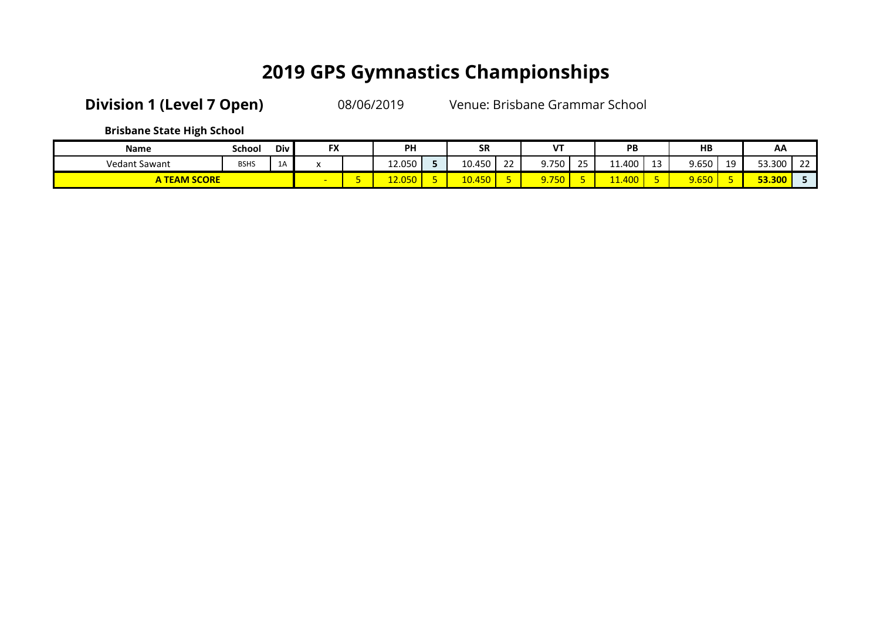# 2019 GPS Gymnastics Championships

**Division 1 (Level 7 Open)** 08/06/2019 Venue: Brisbane Grammar School

**Brisbane State High School**

| Name | School | Div | FX | | PH | | SR | | VT | | PB | | HB | | AA | |
|---|---|---|---|---|---|---|---|---|---|---|---|---|---|---|---|---|
| Vedant Sawant | BSHS | 1A | x | | 12.050 | 5 | 10.450 | 22 | 9.750 | 25 | 11.400 | 13 | 9.650 | 19 | 53.300 | 22 |
| **A TEAM SCORE** | | | - | 5 | 12.050 | 5 | 10.450 | 5 | 9.750 | 5 | 11.400 | 5 | 9.650 | 5 | **53.300** | **5** |